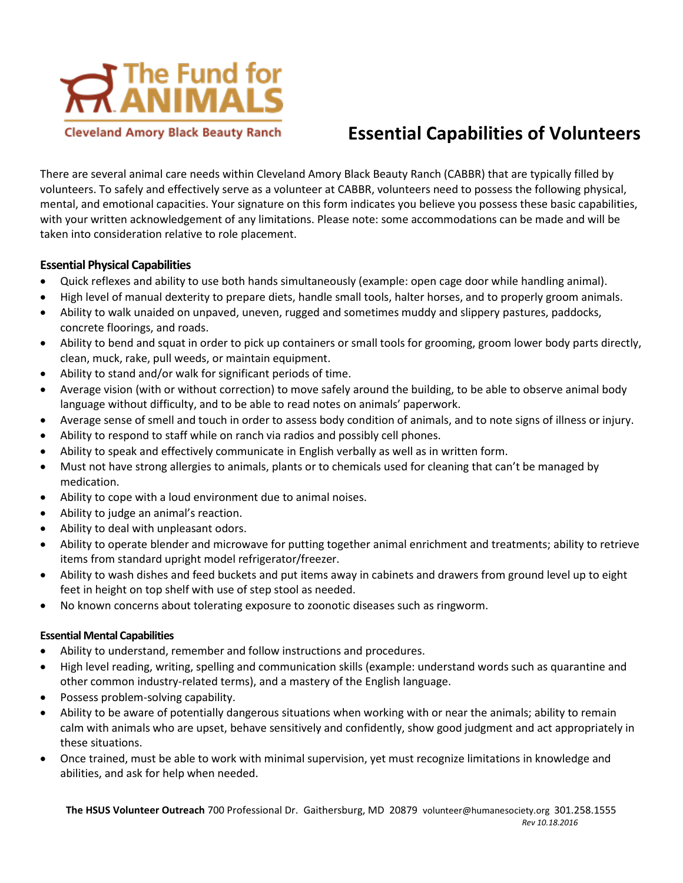The Fund for ANIMALS

Cleveland Amory Black Beauty Ranch

# Essential Capabilities of Volunteers

There are several animal care needs within Cleveland Amory Black Beauty Ranch (CABBR) that are typically filled by volunteers. To safely and effectively serve as a volunteer at CABBR, volunteers need to possess the following physical, mental, and emotional capacities. Your signature on this form indicates you believe you possess these basic capabilities, with your written acknowledgement of any limitations. Please note: some accommodations can be made and will be taken into consideration relative to role placement.

## Essential Physical Capabilities

- Quick reflexes and ability to use both hands simultaneously (example: open cage door while handling animal).
- High level of manual dexterity to prepare diets, handle small tools, halter horses, and to properly groom animals.
- Ability to walk unaided on unpaved, uneven, rugged and sometimes muddy and slippery pastures, paddocks, concrete floorings, and roads.
- Ability to bend and squat in order to pick up containers or small tools for grooming, groom lower body parts directly, clean, muck, rake, pull weeds, or maintain equipment.
- Ability to stand and/or walk for significant periods of time.
- Average vision (with or without correction) to move safely around the building, to be able to observe animal body language without difficulty, and to be able to read notes on animals' paperwork.
- Average sense of smell and touch in order to assess body condition of animals, and to note signs of illness or injury.
- Ability to respond to staff while on ranch via radios and possibly cell phones.
- Ability to speak and effectively communicate in English verbally as well as in written form.
- Must not have strong allergies to animals, plants or to chemicals used for cleaning that can't be managed by medication.
- Ability to cope with a loud environment due to animal noises.
- Ability to judge an animal's reaction.
- Ability to deal with unpleasant odors.
- Ability to operate blender and microwave for putting together animal enrichment and treatments; ability to retrieve items from standard upright model refrigerator/freezer.
- Ability to wash dishes and feed buckets and put items away in cabinets and drawers from ground level up to eight feet in height on top shelf with use of step stool as needed.
- No known concerns about tolerating exposure to zoonotic diseases such as ringworm.

## Essential Mental Capabilities

- Ability to understand, remember and follow instructions and procedures.
- High level reading, writing, spelling and communication skills (example: understand words such as quarantine and other common industry-related terms), and a mastery of the English language.
- Possess problem-solving capability.
- Ability to be aware of potentially dangerous situations when working with or near the animals; ability to remain calm with animals who are upset, behave sensitively and confidently, show good judgment and act appropriately in these situations.
- Once trained, must be able to work with minimal supervision, yet must recognize limitations in knowledge and abilities, and ask for help when needed.

**The HSUS Volunteer Outreach** 700 Professional Dr. Gaithersburg, MD 20879 volunteer@humanesociety.org 301.258.1555

*Rev 10.18.2016*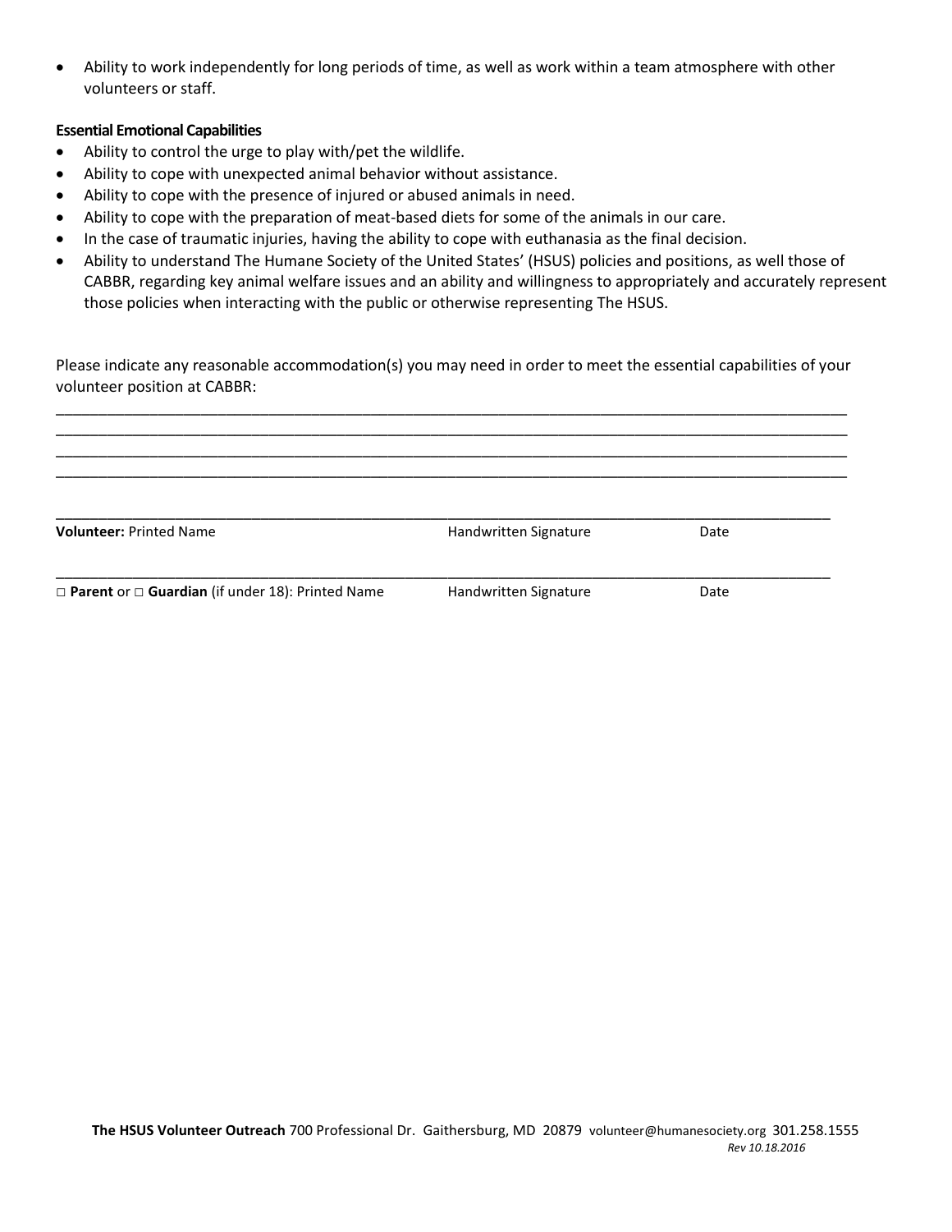- Ability to work independently for long periods of time, as well as work within a team atmosphere with other volunteers or staff.

**Essential Emotional Capabilities**

- Ability to control the urge to play with/pet the wildlife.
- Ability to cope with unexpected animal behavior without assistance.
- Ability to cope with the presence of injured or abused animals in need.
- Ability to cope with the preparation of meat-based diets for some of the animals in our care.
- In the case of traumatic injuries, having the ability to cope with euthanasia as the final decision.
- Ability to understand The Humane Society of the United States' (HSUS) policies and positions, as well those of CABBR, regarding key animal welfare issues and an ability and willingness to appropriately and accurately represent those policies when interacting with the public or otherwise representing The HSUS.

Please indicate any reasonable accommodation(s) you may need in order to meet the essential capabilities of your volunteer position at CABBR:

_______________________________________________________________________________________________
_______________________________________________________________________________________________
_______________________________________________________________________________________________
_______________________________________________________________________________________________

_______________________________________________________________________________________________
**Volunteer:** Printed Name                Handwritten Signature                Date

_______________________________________________________________________________________________
□ **Parent** or □ **Guardian** (if under 18): Printed Name                Handwritten Signature                Date

**The HSUS Volunteer Outreach** 700 Professional Dr. Gaithersburg, MD 20879 volunteer@humanesociety.org 301.258.1555

*Rev 10.18.2016*